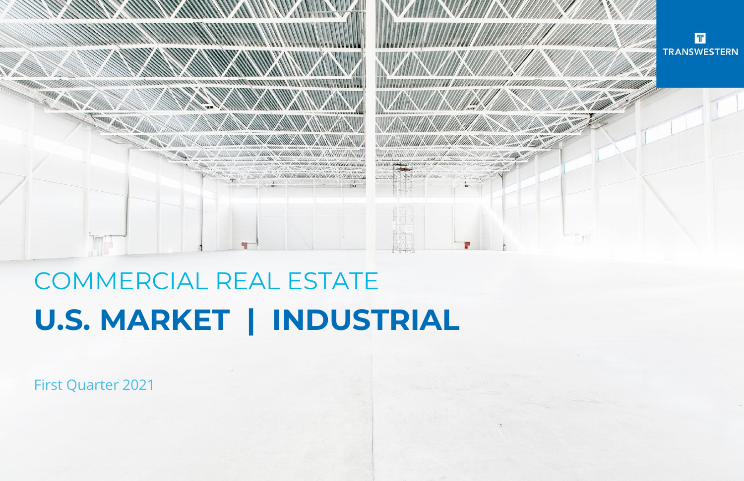TRANSWESTERN

COMMERCIAL REAL ESTATE

# U.S. MARKET | INDUSTRIAL

First Quarter 2021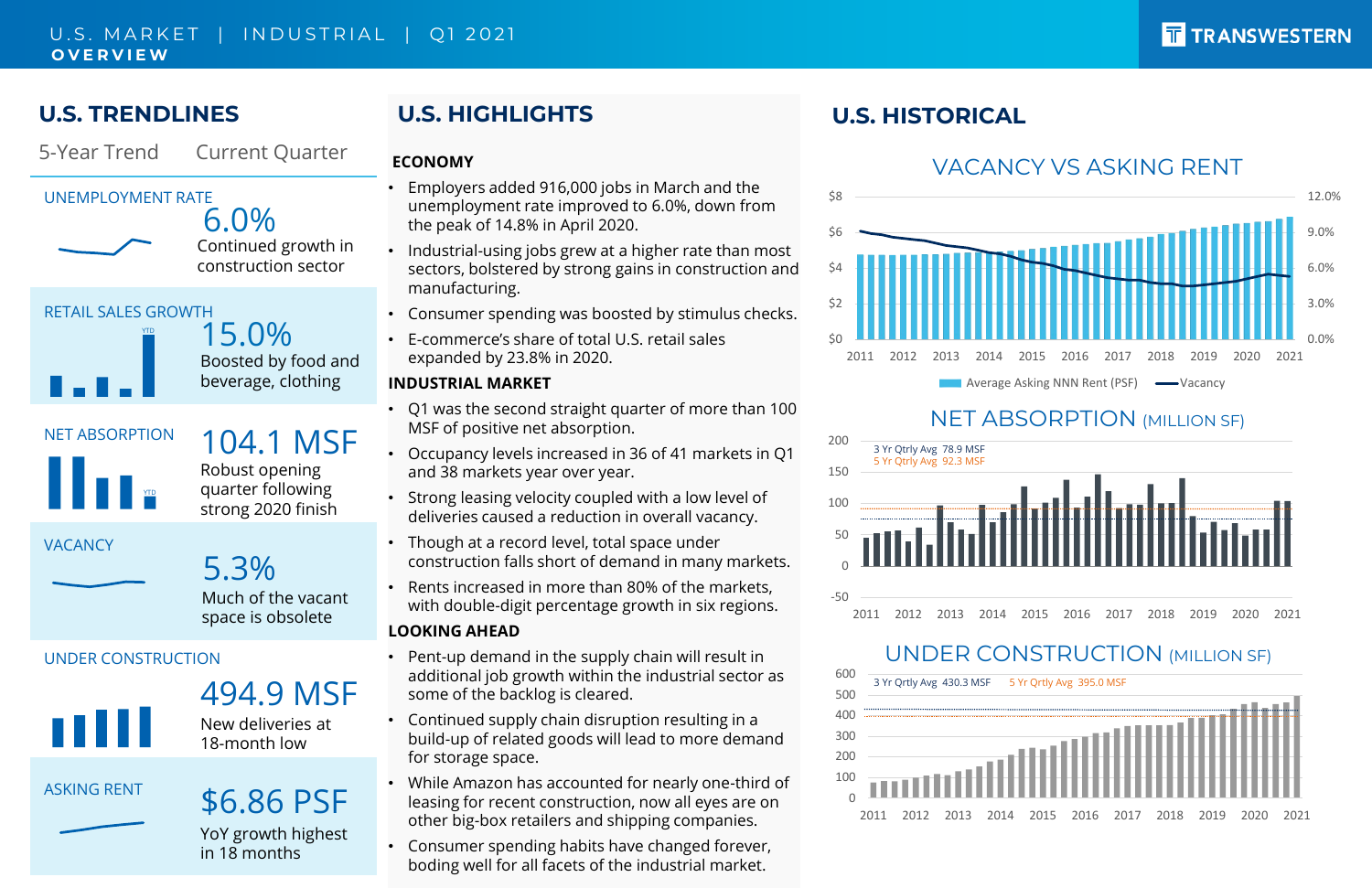U.S. MARKET | INDUSTRIAL | Q1 2021

**OVERVIEW**

## U.S. TRENDLINES

5-Year Trend | Current Quarter

| | 5-Year Trend | Current Quarter |
|---|---|---|
| UNEMPLOYMENT RATE | | **6.0%** Continued growth in construction sector |
| RETAIL SALES GROWTH | | **15.0%** Boosted by food and beverage, clothing |
| NET ABSORPTION | | **104.1 MSF** Robust opening quarter following strong 2020 finish |
| VACANCY | | **5.3%** Much of the vacant space is obsolete |
| UNDER CONSTRUCTION | | **494.9 MSF** New deliveries at 18-month low |
| ASKING RENT | | **$6.86 PSF** YoY growth highest in 18 months |

## U.S. HIGHLIGHTS

### ECONOMY

- Employers added 916,000 jobs in March and the unemployment rate improved to 6.0%, down from the peak of 14.8% in April 2020.
- Industrial-using jobs grew at a higher rate than most sectors, bolstered by strong gains in construction and manufacturing.
- Consumer spending was boosted by stimulus checks.
- E-commerce's share of total U.S. retail sales expanded by 23.8% in 2020.

### INDUSTRIAL MARKET

- Q1 was the second straight quarter of more than 100 MSF of positive net absorption.
- Occupancy levels increased in 36 of 41 markets in Q1 and 38 markets year over year.
- Strong leasing velocity coupled with a low level of deliveries caused a reduction in overall vacancy.
- Though at a record level, total space under construction falls short of demand in many markets.
- Rents increased in more than 80% of the markets, with double-digit percentage growth in six regions.

### LOOKING AHEAD

- Pent-up demand in the supply chain will result in additional job growth within the industrial sector as some of the backlog is cleared.
- Continued supply chain disruption resulting in a build-up of related goods will lead to more demand for storage space.
- While Amazon has accounted for nearly one-third of leasing for recent construction, now all eyes are on other big-box retailers and shipping companies.
- Consumer spending habits have changed forever, boding well for all facets of the industrial market.

## U.S. HISTORICAL

### VACANCY VS ASKING RENT

Average Asking NNN Rent (PSF) — Vacancy (2011–2021)

### NET ABSORPTION (MILLION SF)

3 Yr Qtrly Avg 78.9 MSF
5 Yr Qtrly Avg 92.3 MSF

### UNDER CONSTRUCTION (MILLION SF)

3 Yr Qtrly Avg 430.3 MSF
5 Yr Qtrly Avg 395.0 MSF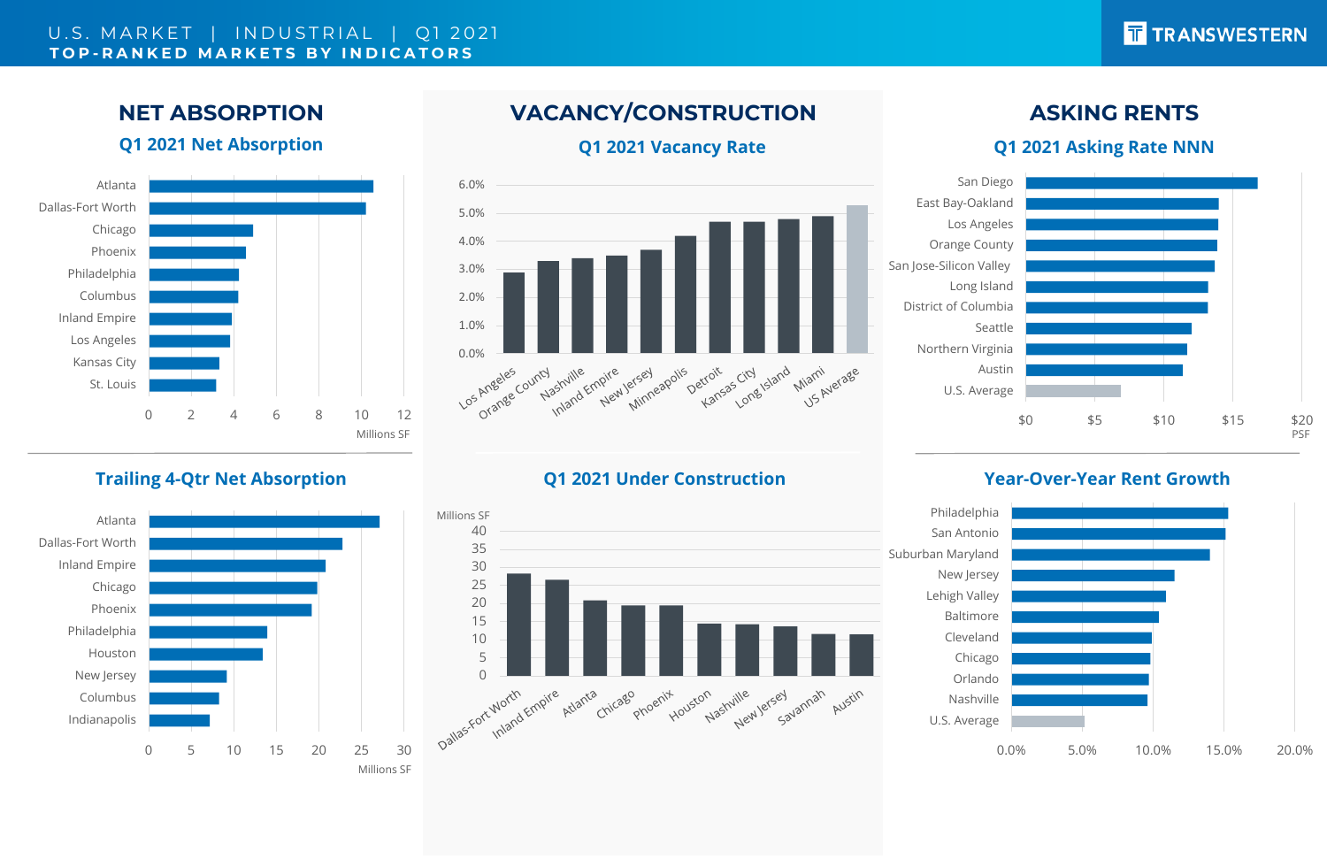# U.S. MARKET | INDUSTRIAL | Q1 2021

## TOP-RANKED MARKETS BY INDICATORS

## NET ABSORPTION

### Q1 2021 Net Absorption

Millions SF

| Market |
| --- |
| Atlanta |
| Dallas-Fort Worth |
| Chicago |
| Phoenix |
| Philadelphia |
| Columbus |
| Inland Empire |
| Los Angeles |
| Kansas City |
| St. Louis |

### Trailing 4-Qtr Net Absorption

Millions SF

| Market |
| --- |
| Atlanta |
| Dallas-Fort Worth |
| Inland Empire |
| Chicago |
| Phoenix |
| Philadelphia |
| Houston |
| New Jersey |
| Columbus |
| Indianapolis |

## VACANCY/CONSTRUCTION

### Q1 2021 Vacancy Rate

| Market |
| --- |
| Los Angeles |
| Orange County |
| Nashville |
| Inland Empire |
| New Jersey |
| Minneapolis |
| Detroit |
| Kansas City |
| Long Island |
| Miami |
| US Average |

### Q1 2021 Under Construction

Millions SF

| Market |
| --- |
| Dallas-Fort Worth |
| Inland Empire |
| Atlanta |
| Chicago |
| Phoenix |
| Houston |
| Nashville |
| New Jersey |
| Savannah |
| Austin |

## ASKING RENTS

### Q1 2021 Asking Rate NNN

PSF

| Market |
| --- |
| San Diego |
| East Bay-Oakland |
| Los Angeles |
| Orange County |
| San Jose-Silicon Valley |
| Long Island |
| District of Columbia |
| Seattle |
| Northern Virginia |
| Austin |
| U.S. Average |

### Year-Over-Year Rent Growth

| Market |
| --- |
| Philadelphia |
| San Antonio |
| Suburban Maryland |
| New Jersey |
| Lehigh Valley |
| Baltimore |
| Cleveland |
| Chicago |
| Orlando |
| Nashville |
| U.S. Average |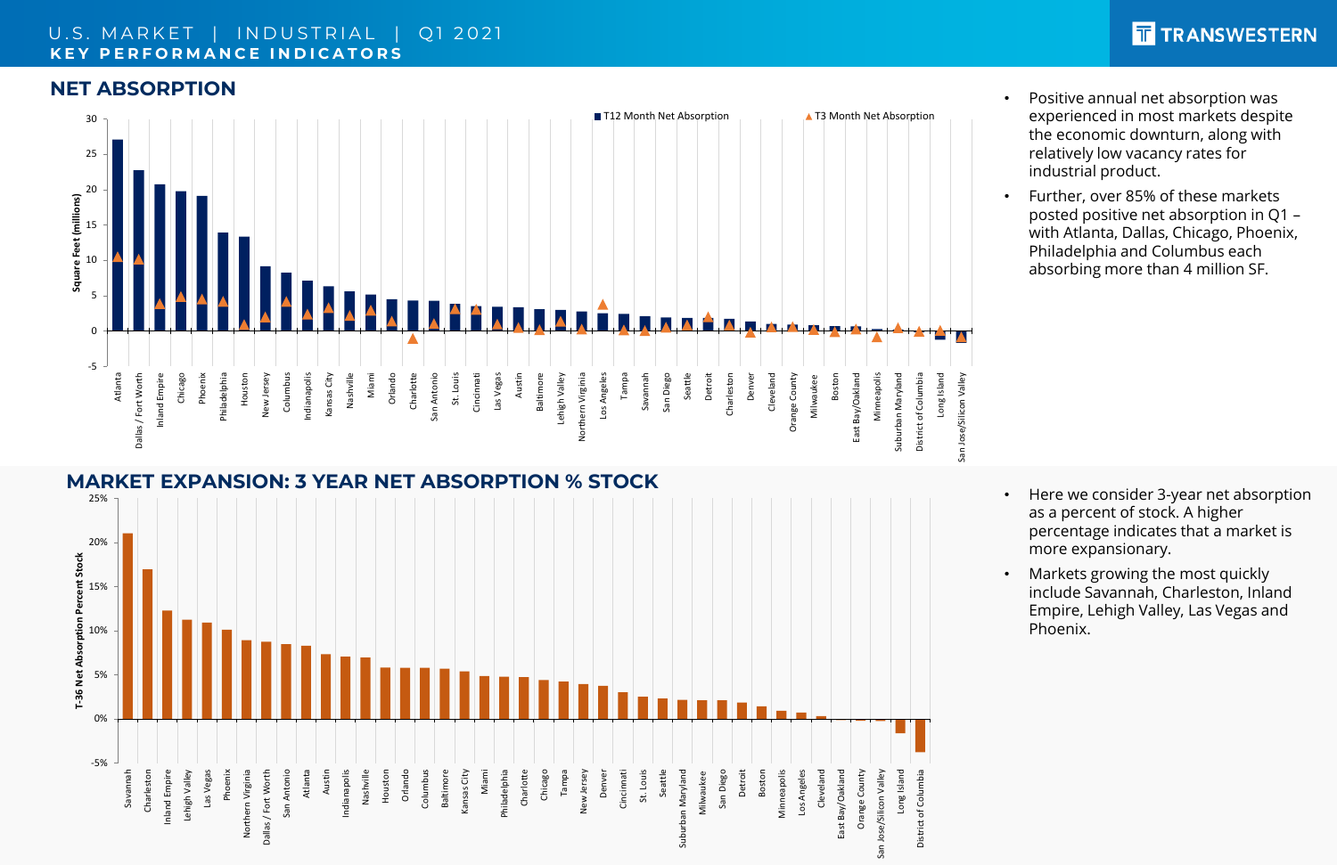U.S. MARKET | INDUSTRIAL | Q1 2021

KEY PERFORMANCE INDICATORS

## NET ABSORPTION

- Positive annual net absorption was experienced in most markets despite the economic downturn, along with relatively low vacancy rates for industrial product.
- Further, over 85% of these markets posted positive net absorption in Q1 – with Atlanta, Dallas, Chicago, Phoenix, Philadelphia and Columbus each absorbing more than 4 million SF.

## MARKET EXPANSION: 3 YEAR NET ABSORPTION % STOCK

- Here we consider 3-year net absorption as a percent of stock. A higher percentage indicates that a market is more expansionary.
- Markets growing the most quickly include Savannah, Charleston, Inland Empire, Lehigh Valley, Las Vegas and Phoenix.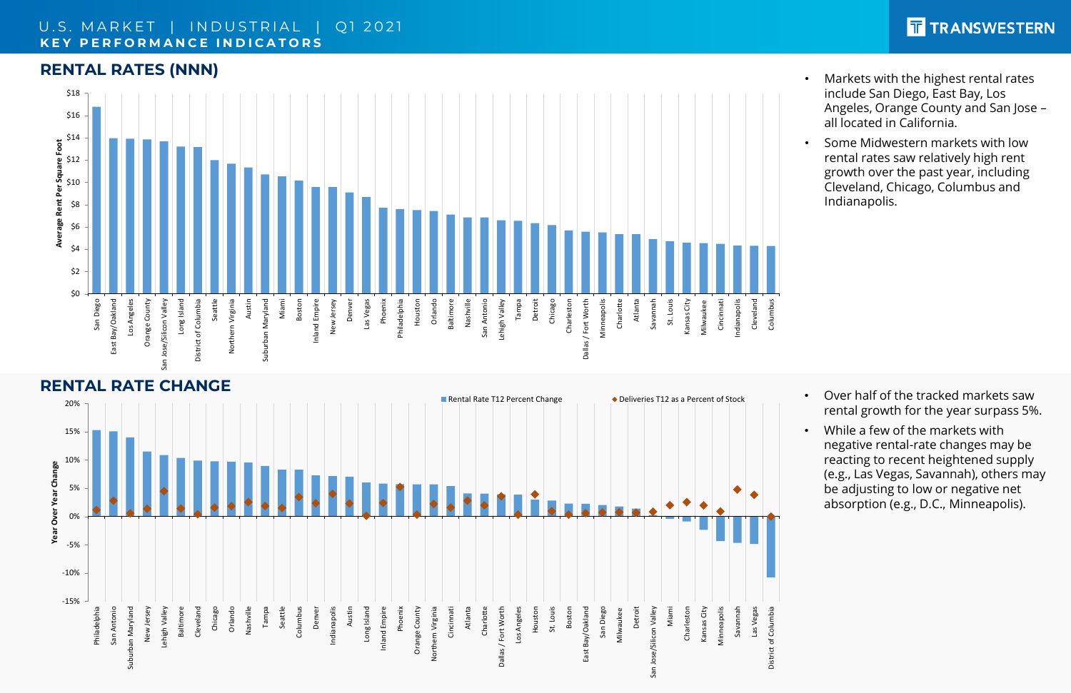U.S. MARKET | INDUSTRIAL | Q1 2021
**KEY PERFORMANCE INDICATORS**

## RENTAL RATES (NNN)

Average Rent Per Square Foot

San Diego, East Bay/Oakland, Los Angeles, Orange County, San Jose/Silicon Valley, Long Island, District of Columbia, Seattle, Northern Virginia, Austin, Suburban Maryland, Miami, Boston, Inland Empire, New Jersey, Denver, Las Vegas, Phoenix, Philadelphia, Houston, Orlando, Baltimore, Nashville, San Antonio, Lehigh Valley, Tampa, Detroit, Chicago, Charleston, Dallas / Fort Worth, Minneapolis, Charlotte, Atlanta, Savannah, St. Louis, Kansas City, Milwaukee, Cincinnati, Indianapolis, Cleveland, Columbus

- Markets with the highest rental rates include San Diego, East Bay, Los Angeles, Orange County and San Jose – all located in California.
- Some Midwestern markets with low rental rates saw relatively high rent growth over the past year, including Cleveland, Chicago, Columbus and Indianapolis.

## RENTAL RATE CHANGE

Rental Rate T12 Percent Change | Deliveries T12 as a Percent of Stock

Year Over Year Change

Philadelphia, San Antonio, Suburban Maryland, New Jersey, Lehigh Valley, Baltimore, Cleveland, Chicago, Orlando, Nashville, Tampa, Seattle, Columbus, Denver, Indianapolis, Austin, Long Island, Inland Empire, Phoenix, Orange County, Northern Virginia, Cincinnati, Atlanta, Charlotte, Dallas / Fort Worth, Los Angeles, Houston, St. Louis, Boston, East Bay/Oakland, San Diego, Milwaukee, Detroit, San Jose/Silicon Valley, Miami, Charleston, Kansas City, Minneapolis, Savannah, Las Vegas, District of Columbia

- Over half of the tracked markets saw rental growth for the year surpass 5%.
- While a few of the markets with negative rental-rate changes may be reacting to recent heightened supply (e.g., Las Vegas, Savannah), others may be adjusting to low or negative net absorption (e.g., D.C., Minneapolis).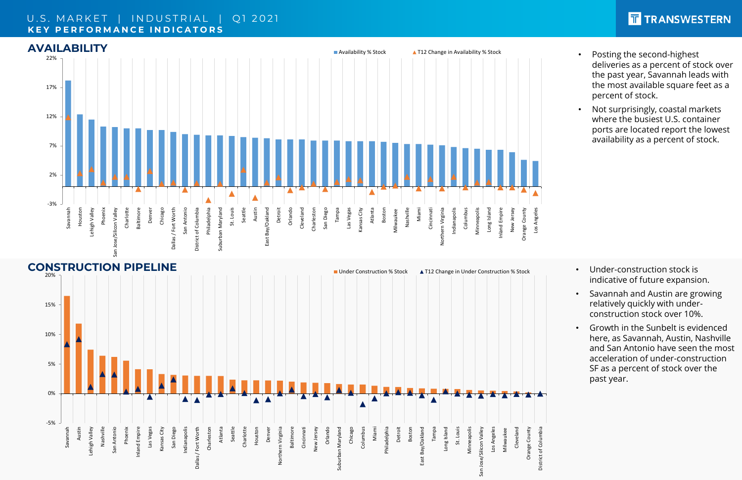U.S. MARKET | INDUSTRIAL | Q1 2021

**KEY PERFORMANCE INDICATORS**

## AVAILABILITY

Availability % Stock | T12 Change in Availability % Stock

22%, 17%, 12%, 7%, 2%, -3%

Savannah, Houston, Lehigh Valley, Phoenix, San Jose/Silicon Valley, Charlotte, Baltimore, Denver, Chicago, Dallas / Fort Worth, San Antonio, District of Columbia, Philadelphia, Suburban Maryland, St. Louis, Seattle, Austin, East Bay/Oakland, Detroit, Orlando, Cleveland, Charleston, San Diego, Tampa, Las Vegas, Kansas City, Atlanta, Boston, Milwaukee, Nashville, Miami, Cincinnati, Northern Virginia, Indianapolis, Columbus, Minneapolis, Long Island, Inland Empire, New Jersey, Orange County, Los Angeles

- Posting the second-highest deliveries as a percent of stock over the past year, Savannah leads with the most available square feet as a percent of stock.
- Not surprisingly, coastal markets where the busiest U.S. container ports are located report the lowest availability as a percent of stock.

## CONSTRUCTION PIPELINE

Under Construction % Stock | T12 Change in Under Construction % Stock

20%, 15%, 10%, 5%, 0%, -5%

Savannah, Austin, Lehigh Valley, Nashville, San Antonio, Phoenix, Inland Empire, Las Vegas, Kansas City, San Diego, Indianapolis, Dallas / Fort Worth, Charleston, Atlanta, Seattle, Charlotte, Houston, Denver, Northern Virginia, Baltimore, Cincinnati, New Jersey, Orlando, Suburban Maryland, Chicago, Columbus, Miami, Philadelphia, Detroit, Boston, East Bay/Oakland, Tampa, Long Island, St. Louis, Minneapolis, San Jose/Silicon Valley, Los Angeles, Milwaukee, Cleveland, Orange County, District of Columbia

- Under-construction stock is indicative of future expansion.
- Savannah and Austin are growing relatively quickly with under-construction stock over 10%.
- Growth in the Sunbelt is evidenced here, as Savannah, Austin, Nashville and San Antonio have seen the most acceleration of under-construction SF as a percent of stock over the past year.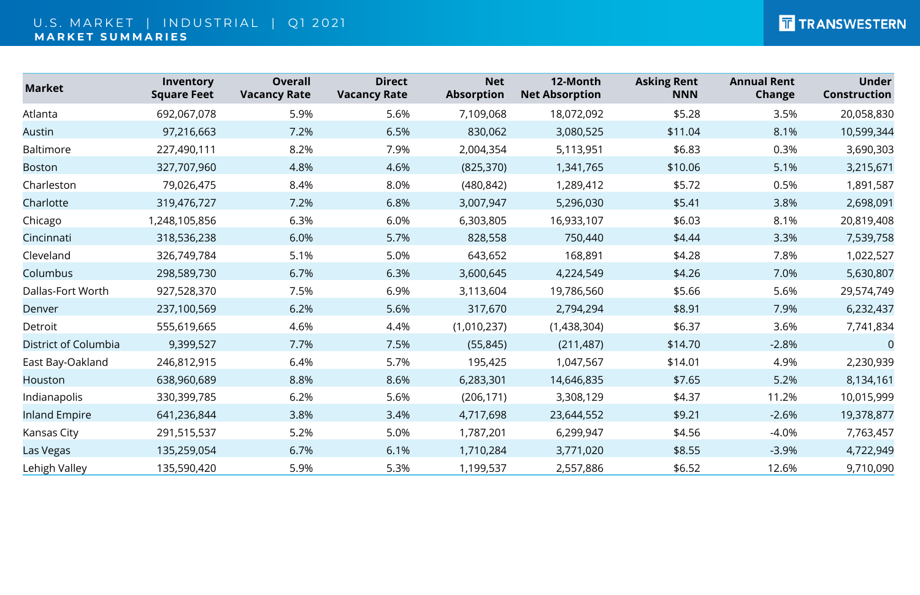U.S. MARKET | INDUSTRIAL | Q1 2021

**MARKET SUMMARIES**

| Market | Inventory Square Feet | Overall Vacancy Rate | Direct Vacancy Rate | Net Absorption | 12-Month Net Absorption | Asking Rent NNN | Annual Rent Change | Under Construction |
|---|---|---|---|---|---|---|---|---|
| Atlanta | 692,067,078 | 5.9% | 5.6% | 7,109,068 | 18,072,092 | $5.28 | 3.5% | 20,058,830 |
| Austin | 97,216,663 | 7.2% | 6.5% | 830,062 | 3,080,525 | $11.04 | 8.1% | 10,599,344 |
| Baltimore | 227,490,111 | 8.2% | 7.9% | 2,004,354 | 5,113,951 | $6.83 | 0.3% | 3,690,303 |
| Boston | 327,707,960 | 4.8% | 4.6% | (825,370) | 1,341,765 | $10.06 | 5.1% | 3,215,671 |
| Charleston | 79,026,475 | 8.4% | 8.0% | (480,842) | 1,289,412 | $5.72 | 0.5% | 1,891,587 |
| Charlotte | 319,476,727 | 7.2% | 6.8% | 3,007,947 | 5,296,030 | $5.41 | 3.8% | 2,698,091 |
| Chicago | 1,248,105,856 | 6.3% | 6.0% | 6,303,805 | 16,933,107 | $6.03 | 8.1% | 20,819,408 |
| Cincinnati | 318,536,238 | 6.0% | 5.7% | 828,558 | 750,440 | $4.44 | 3.3% | 7,539,758 |
| Cleveland | 326,749,784 | 5.1% | 5.0% | 643,652 | 168,891 | $4.28 | 7.8% | 1,022,527 |
| Columbus | 298,589,730 | 6.7% | 6.3% | 3,600,645 | 4,224,549 | $4.26 | 7.0% | 5,630,807 |
| Dallas-Fort Worth | 927,528,370 | 7.5% | 6.9% | 3,113,604 | 19,786,560 | $5.66 | 5.6% | 29,574,749 |
| Denver | 237,100,569 | 6.2% | 5.6% | 317,670 | 2,794,294 | $8.91 | 7.9% | 6,232,437 |
| Detroit | 555,619,665 | 4.6% | 4.4% | (1,010,237) | (1,438,304) | $6.37 | 3.6% | 7,741,834 |
| District of Columbia | 9,399,527 | 7.7% | 7.5% | (55,845) | (211,487) | $14.70 | -2.8% | 0 |
| East Bay-Oakland | 246,812,915 | 6.4% | 5.7% | 195,425 | 1,047,567 | $14.01 | 4.9% | 2,230,939 |
| Houston | 638,960,689 | 8.8% | 8.6% | 6,283,301 | 14,646,835 | $7.65 | 5.2% | 8,134,161 |
| Indianapolis | 330,399,785 | 6.2% | 5.6% | (206,171) | 3,308,129 | $4.37 | 11.2% | 10,015,999 |
| Inland Empire | 641,236,844 | 3.8% | 3.4% | 4,717,698 | 23,644,552 | $9.21 | -2.6% | 19,378,877 |
| Kansas City | 291,515,537 | 5.2% | 5.0% | 1,787,201 | 6,299,947 | $4.56 | -4.0% | 7,763,457 |
| Las Vegas | 135,259,054 | 6.7% | 6.1% | 1,710,284 | 3,771,020 | $8.55 | -3.9% | 4,722,949 |
| Lehigh Valley | 135,590,420 | 5.9% | 5.3% | 1,199,537 | 2,557,886 | $6.52 | 12.6% | 9,710,090 |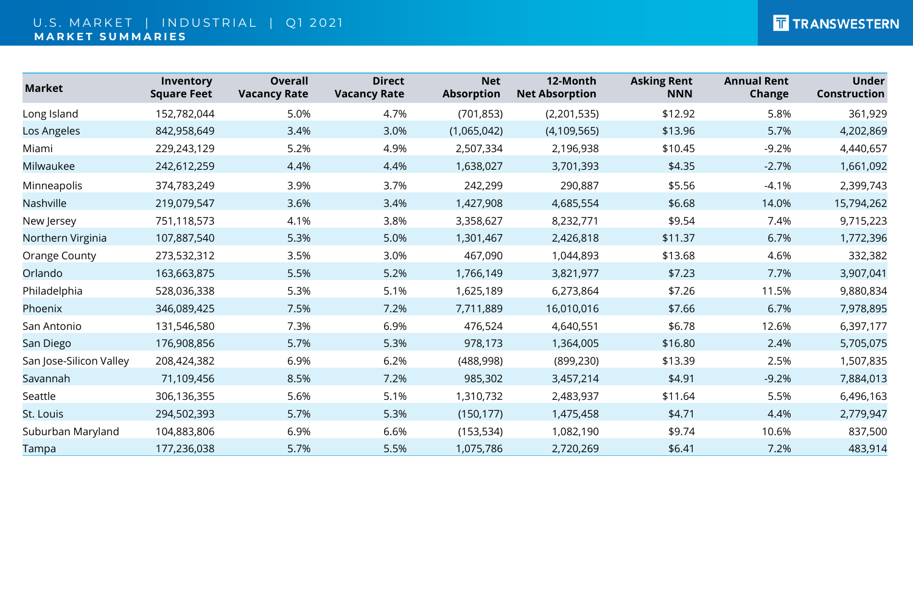U.S. MARKET | INDUSTRIAL | Q1 2021

**MARKET SUMMARIES**

| Market | Inventory Square Feet | Overall Vacancy Rate | Direct Vacancy Rate | Net Absorption | 12-Month Net Absorption | Asking Rent NNN | Annual Rent Change | Under Construction |
|---|---|---|---|---|---|---|---|---|
| Long Island | 152,782,044 | 5.0% | 4.7% | (701,853) | (2,201,535) | $12.92 | 5.8% | 361,929 |
| Los Angeles | 842,958,649 | 3.4% | 3.0% | (1,065,042) | (4,109,565) | $13.96 | 5.7% | 4,202,869 |
| Miami | 229,243,129 | 5.2% | 4.9% | 2,507,334 | 2,196,938 | $10.45 | -9.2% | 4,440,657 |
| Milwaukee | 242,612,259 | 4.4% | 4.4% | 1,638,027 | 3,701,393 | $4.35 | -2.7% | 1,661,092 |
| Minneapolis | 374,783,249 | 3.9% | 3.7% | 242,299 | 290,887 | $5.56 | -4.1% | 2,399,743 |
| Nashville | 219,079,547 | 3.6% | 3.4% | 1,427,908 | 4,685,554 | $6.68 | 14.0% | 15,794,262 |
| New Jersey | 751,118,573 | 4.1% | 3.8% | 3,358,627 | 8,232,771 | $9.54 | 7.4% | 9,715,223 |
| Northern Virginia | 107,887,540 | 5.3% | 5.0% | 1,301,467 | 2,426,818 | $11.37 | 6.7% | 1,772,396 |
| Orange County | 273,532,312 | 3.5% | 3.0% | 467,090 | 1,044,893 | $13.68 | 4.6% | 332,382 |
| Orlando | 163,663,875 | 5.5% | 5.2% | 1,766,149 | 3,821,977 | $7.23 | 7.7% | 3,907,041 |
| Philadelphia | 528,036,338 | 5.3% | 5.1% | 1,625,189 | 6,273,864 | $7.26 | 11.5% | 9,880,834 |
| Phoenix | 346,089,425 | 7.5% | 7.2% | 7,711,889 | 16,010,016 | $7.66 | 6.7% | 7,978,895 |
| San Antonio | 131,546,580 | 7.3% | 6.9% | 476,524 | 4,640,551 | $6.78 | 12.6% | 6,397,177 |
| San Diego | 176,908,856 | 5.7% | 5.3% | 978,173 | 1,364,005 | $16.80 | 2.4% | 5,705,075 |
| San Jose-Silicon Valley | 208,424,382 | 6.9% | 6.2% | (488,998) | (899,230) | $13.39 | 2.5% | 1,507,835 |
| Savannah | 71,109,456 | 8.5% | 7.2% | 985,302 | 3,457,214 | $4.91 | -9.2% | 7,884,013 |
| Seattle | 306,136,355 | 5.6% | 5.1% | 1,310,732 | 2,483,937 | $11.64 | 5.5% | 6,496,163 |
| St. Louis | 294,502,393 | 5.7% | 5.3% | (150,177) | 1,475,458 | $4.71 | 4.4% | 2,779,947 |
| Suburban Maryland | 104,883,806 | 6.9% | 6.6% | (153,534) | 1,082,190 | $9.74 | 10.6% | 837,500 |
| Tampa | 177,236,038 | 5.7% | 5.5% | 1,075,786 | 2,720,269 | $6.41 | 7.2% | 483,914 |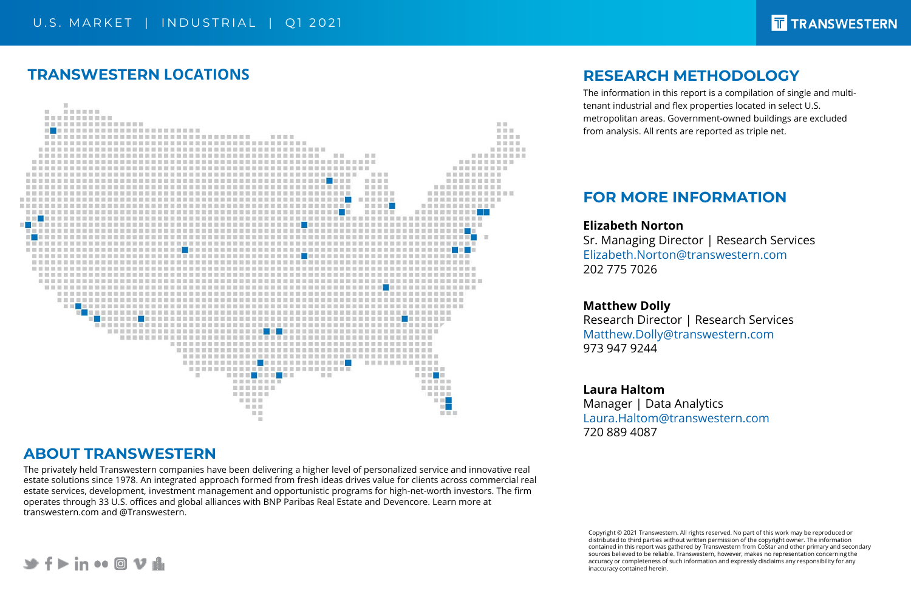## TRANSWESTERN LOCATIONS

## ABOUT TRANSWESTERN

The privately held Transwestern companies have been delivering a higher level of personalized service and innovative real estate solutions since 1978. An integrated approach formed from fresh ideas drives value for clients across commercial real estate services, development, investment management and opportunistic programs for high-net-worth investors. The firm operates through 33 U.S. offices and global alliances with BNP Paribas Real Estate and Devencore. Learn more at transwestern.com and @Transwestern.

## RESEARCH METHODOLOGY

The information in this report is a compilation of single and multi-tenant industrial and flex properties located in select U.S. metropolitan areas. Government-owned buildings are excluded from analysis. All rents are reported as triple net.

## FOR MORE INFORMATION

**Elizabeth Norton**
Sr. Managing Director | Research Services
Elizabeth.Norton@transwestern.com
202 775 7026

**Matthew Dolly**
Research Director | Research Services
Matthew.Dolly@transwestern.com
973 947 9244

**Laura Haltom**
Manager | Data Analytics
Laura.Haltom@transwestern.com
720 889 4087

Copyright © 2021 Transwestern. All rights reserved. No part of this work may be reproduced or distributed to third parties without written permission of the copyright owner. The information contained in this report was gathered by Transwestern from CoStar and other primary and secondary sources believed to be reliable. Transwestern, however, makes no representation concerning the accuracy or completeness of such information and expressly disclaims any responsibility for any inaccuracy contained herein.